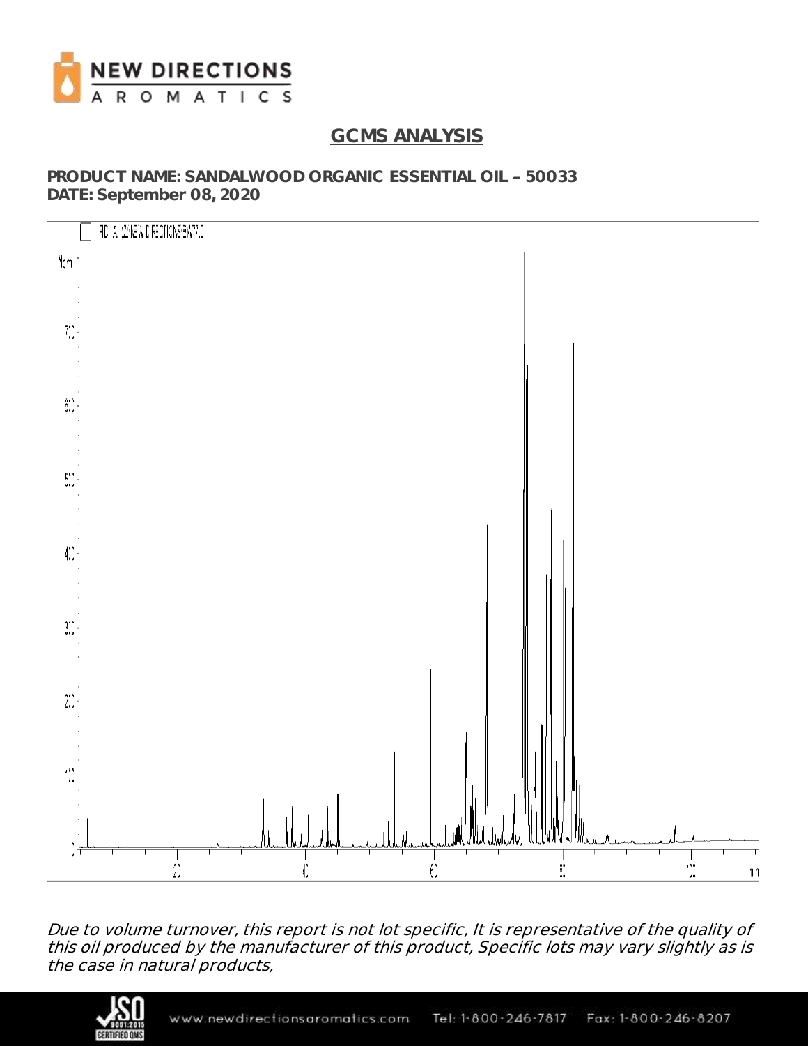# GCMS ANALYSIS

**PRODUCT NAME: SANDALWOOD ORGANIC ESSENTIAL OIL – 50033**
**DATE: September 08, 2020**

*Due to volume turnover, this report is not lot specific, It is representative of the quality of this oil produced by the manufacturer of this product, Specific lots may vary slightly as is the case in natural products,*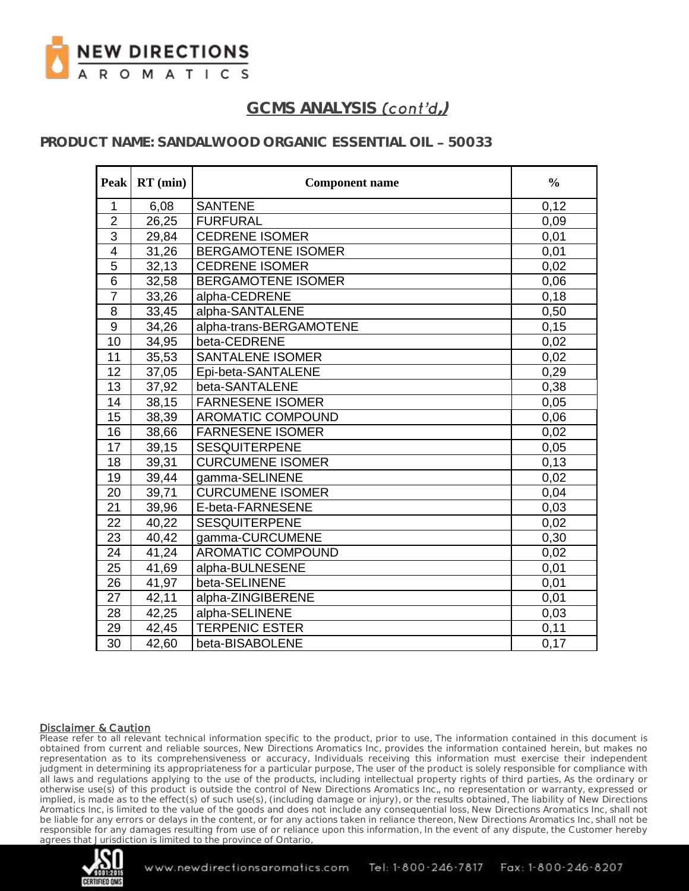## GCMS ANALYSIS *(cont'd,)*

### PRODUCT NAME: SANDALWOOD ORGANIC ESSENTIAL OIL – 50033

| Peak | RT (min) | Component name | % |
|---|---|---|---|
| 1 | 6,08 | SANTENE | 0,12 |
| 2 | 26,25 | FURFURAL | 0,09 |
| 3 | 29,84 | CEDRENE ISOMER | 0,01 |
| 4 | 31,26 | BERGAMOTENE ISOMER | 0,01 |
| 5 | 32,13 | CEDRENE ISOMER | 0,02 |
| 6 | 32,58 | BERGAMOTENE ISOMER | 0,06 |
| 7 | 33,26 | alpha-CEDRENE | 0,18 |
| 8 | 33,45 | alpha-SANTALENE | 0,50 |
| 9 | 34,26 | alpha-trans-BERGAMOTENE | 0,15 |
| 10 | 34,95 | beta-CEDRENE | 0,02 |
| 11 | 35,53 | SANTALENE ISOMER | 0,02 |
| 12 | 37,05 | Epi-beta-SANTALENE | 0,29 |
| 13 | 37,92 | beta-SANTALENE | 0,38 |
| 14 | 38,15 | FARNESENE ISOMER | 0,05 |
| 15 | 38,39 | AROMATIC COMPOUND | 0,06 |
| 16 | 38,66 | FARNESENE ISOMER | 0,02 |
| 17 | 39,15 | SESQUITERPENE | 0,05 |
| 18 | 39,31 | CURCUMENE ISOMER | 0,13 |
| 19 | 39,44 | gamma-SELINENE | 0,02 |
| 20 | 39,71 | CURCUMENE ISOMER | 0,04 |
| 21 | 39,96 | E-beta-FARNESENE | 0,03 |
| 22 | 40,22 | SESQUITERPENE | 0,02 |
| 23 | 40,42 | gamma-CURCUMENE | 0,30 |
| 24 | 41,24 | AROMATIC COMPOUND | 0,02 |
| 25 | 41,69 | alpha-BULNESENE | 0,01 |
| 26 | 41,97 | beta-SELINENE | 0,01 |
| 27 | 42,11 | alpha-ZINGIBERENE | 0,01 |
| 28 | 42,25 | alpha-SELINENE | 0,03 |
| 29 | 42,45 | TERPENIC ESTER | 0,11 |
| 30 | 42,60 | beta-BISABOLENE | 0,17 |

**Disclaimer & Caution**

Please refer to all relevant technical information specific to the product, prior to use, The information contained in this document is obtained from current and reliable sources, New Directions Aromatics Inc, provides the information contained herein, but makes no representation as to its comprehensiveness or accuracy, Individuals receiving this information must exercise their independent judgment in determining its appropriateness for a particular purpose, The user of the product is solely responsible for compliance with all laws and regulations applying to the use of the products, including intellectual property rights of third parties, As the ordinary or otherwise use(s) of this product is outside the control of New Directions Aromatics Inc,, no representation or warranty, expressed or implied, is made as to the effect(s) of such use(s), (including damage or injury), or the results obtained, The liability of New Directions Aromatics Inc, is limited to the value of the goods and does not include any consequential loss, New Directions Aromatics Inc, shall not be liable for any errors or delays in the content, or for any actions taken in reliance thereon, New Directions Aromatics Inc, shall not be responsible for any damages resulting from use of or reliance upon this information, In the event of any dispute, the Customer hereby agrees that Jurisdiction is limited to the province of Ontario,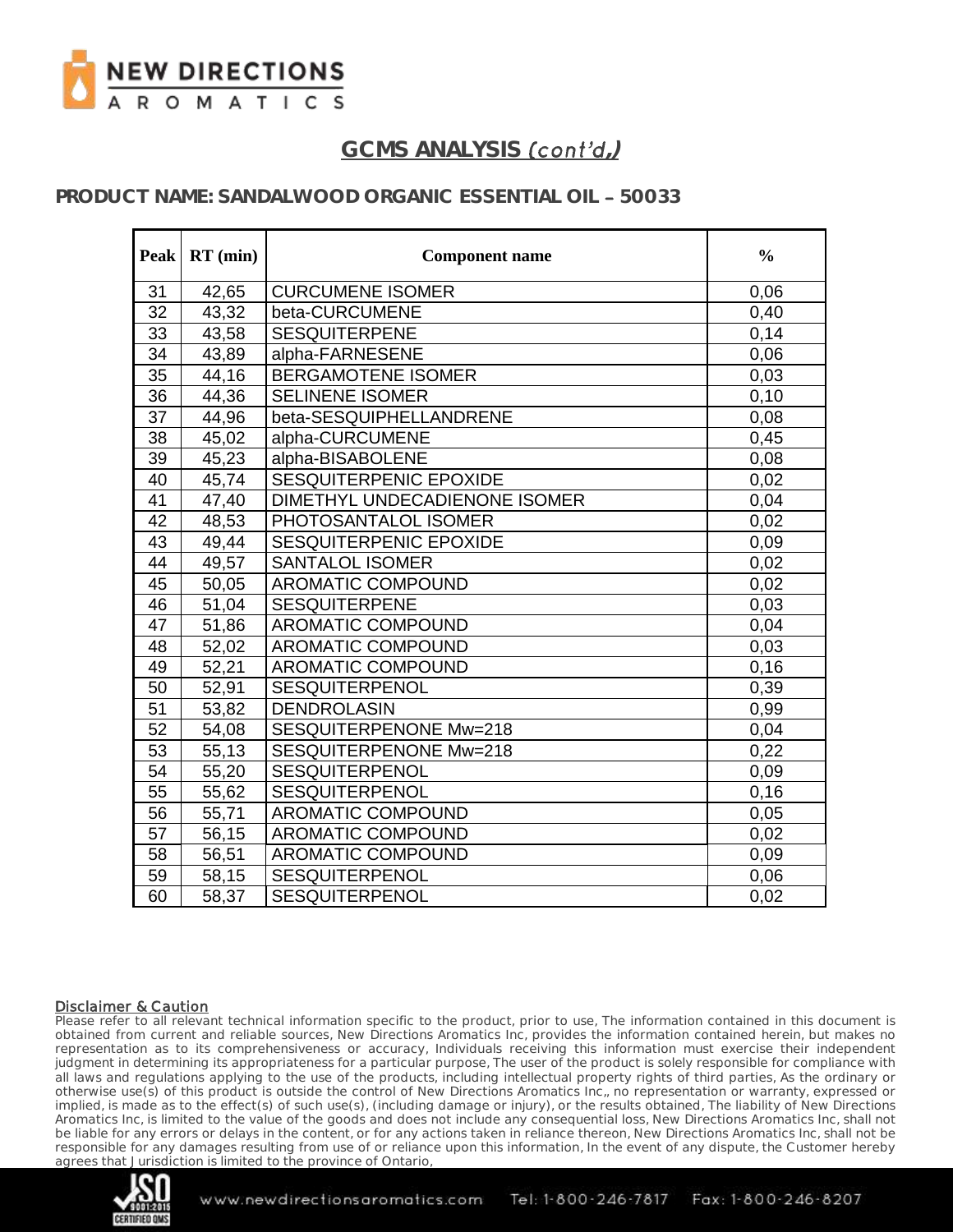## GCMS ANALYSIS *(cont'd,)*

### PRODUCT NAME: SANDALWOOD ORGANIC ESSENTIAL OIL – 50033

| Peak | RT (min) | Component name | % |
|---|---|---|---|
| 31 | 42,65 | CURCUMENE ISOMER | 0,06 |
| 32 | 43,32 | beta-CURCUMENE | 0,40 |
| 33 | 43,58 | SESQUITERPENE | 0,14 |
| 34 | 43,89 | alpha-FARNESENE | 0,06 |
| 35 | 44,16 | BERGAMOTENE ISOMER | 0,03 |
| 36 | 44,36 | SELINENE ISOMER | 0,10 |
| 37 | 44,96 | beta-SESQUIPHELLANDRENE | 0,08 |
| 38 | 45,02 | alpha-CURCUMENE | 0,45 |
| 39 | 45,23 | alpha-BISABOLENE | 0,08 |
| 40 | 45,74 | SESQUITERPENIC EPOXIDE | 0,02 |
| 41 | 47,40 | DIMETHYL UNDECADIENONE ISOMER | 0,04 |
| 42 | 48,53 | PHOTOSANTALOL ISOMER | 0,02 |
| 43 | 49,44 | SESQUITERPENIC EPOXIDE | 0,09 |
| 44 | 49,57 | SANTALOL ISOMER | 0,02 |
| 45 | 50,05 | AROMATIC COMPOUND | 0,02 |
| 46 | 51,04 | SESQUITERPENE | 0,03 |
| 47 | 51,86 | AROMATIC COMPOUND | 0,04 |
| 48 | 52,02 | AROMATIC COMPOUND | 0,03 |
| 49 | 52,21 | AROMATIC COMPOUND | 0,16 |
| 50 | 52,91 | SESQUITERPENOL | 0,39 |
| 51 | 53,82 | DENDROLASIN | 0,99 |
| 52 | 54,08 | SESQUITERPENONE Mw=218 | 0,04 |
| 53 | 55,13 | SESQUITERPENONE Mw=218 | 0,22 |
| 54 | 55,20 | SESQUITERPENOL | 0,09 |
| 55 | 55,62 | SESQUITERPENOL | 0,16 |
| 56 | 55,71 | AROMATIC COMPOUND | 0,05 |
| 57 | 56,15 | AROMATIC COMPOUND | 0,02 |
| 58 | 56,51 | AROMATIC COMPOUND | 0,09 |
| 59 | 58,15 | SESQUITERPENOL | 0,06 |
| 60 | 58,37 | SESQUITERPENOL | 0,02 |

**Disclaimer & Caution**

Please refer to all relevant technical information specific to the product, prior to use, The information contained in this document is obtained from current and reliable sources, New Directions Aromatics Inc, provides the information contained herein, but makes no representation as to its comprehensiveness or accuracy, Individuals receiving this information must exercise their independent judgment in determining its appropriateness for a particular purpose, The user of the product is solely responsible for compliance with all laws and regulations applying to the use of the products, including intellectual property rights of third parties, As the ordinary or otherwise use(s) of this product is outside the control of New Directions Aromatics Inc,, no representation or warranty, expressed or implied, is made as to the effect(s) of such use(s), (including damage or injury), or the results obtained, The liability of New Directions Aromatics Inc, is limited to the value of the goods and does not include any consequential loss, New Directions Aromatics Inc, shall not be liable for any errors or delays in the content, or for any actions taken in reliance thereon, New Directions Aromatics Inc, shall not be responsible for any damages resulting from use of or reliance upon this information, In the event of any dispute, the Customer hereby agrees that Jurisdiction is limited to the province of Ontario,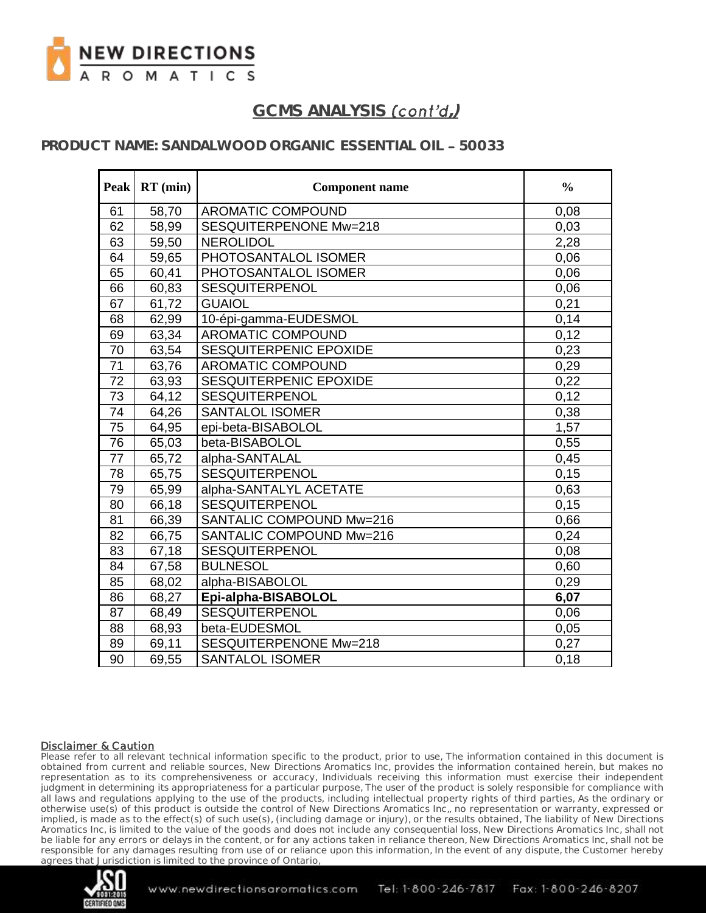## GCMS ANALYSIS *(cont'd,)*

### PRODUCT NAME: SANDALWOOD ORGANIC ESSENTIAL OIL – 50033

| Peak | RT (min) | Component name | % |
|---|---|---|---|
| 61 | 58,70 | AROMATIC COMPOUND | 0,08 |
| 62 | 58,99 | SESQUITERPENONE Mw=218 | 0,03 |
| 63 | 59,50 | NEROLIDOL | 2,28 |
| 64 | 59,65 | PHOTOSANTALOL ISOMER | 0,06 |
| 65 | 60,41 | PHOTOSANTALOL ISOMER | 0,06 |
| 66 | 60,83 | SESQUITERPENOL | 0,06 |
| 67 | 61,72 | GUAIOL | 0,21 |
| 68 | 62,99 | 10-épi-gamma-EUDESMOL | 0,14 |
| 69 | 63,34 | AROMATIC COMPOUND | 0,12 |
| 70 | 63,54 | SESQUITERPENIC EPOXIDE | 0,23 |
| 71 | 63,76 | AROMATIC COMPOUND | 0,29 |
| 72 | 63,93 | SESQUITERPENIC EPOXIDE | 0,22 |
| 73 | 64,12 | SESQUITERPENOL | 0,12 |
| 74 | 64,26 | SANTALOL ISOMER | 0,38 |
| 75 | 64,95 | epi-beta-BISABOLOL | 1,57 |
| 76 | 65,03 | beta-BISABOLOL | 0,55 |
| 77 | 65,72 | alpha-SANTALAL | 0,45 |
| 78 | 65,75 | SESQUITERPENOL | 0,15 |
| 79 | 65,99 | alpha-SANTALYL ACETATE | 0,63 |
| 80 | 66,18 | SESQUITERPENOL | 0,15 |
| 81 | 66,39 | SANTALIC COMPOUND Mw=216 | 0,66 |
| 82 | 66,75 | SANTALIC COMPOUND Mw=216 | 0,24 |
| 83 | 67,18 | SESQUITERPENOL | 0,08 |
| 84 | 67,58 | BULNESOL | 0,60 |
| 85 | 68,02 | alpha-BISABOLOL | 0,29 |
| 86 | 68,27 | **Epi-alpha-BISABOLOL** | **6,07** |
| 87 | 68,49 | SESQUITERPENOL | 0,06 |
| 88 | 68,93 | beta-EUDESMOL | 0,05 |
| 89 | 69,11 | SESQUITERPENONE Mw=218 | 0,27 |
| 90 | 69,55 | SANTALOL ISOMER | 0,18 |

Disclaimer & Caution

Please refer to all relevant technical information specific to the product, prior to use, The information contained in this document is obtained from current and reliable sources, New Directions Aromatics Inc, provides the information contained herein, but makes no representation as to its comprehensiveness or accuracy, Individuals receiving this information must exercise their independent judgment in determining its appropriateness for a particular purpose, The user of the product is solely responsible for compliance with all laws and regulations applying to the use of the products, including intellectual property rights of third parties, As the ordinary or otherwise use(s) of this product is outside the control of New Directions Aromatics Inc,, no representation or warranty, expressed or implied, is made as to the effect(s) of such use(s), (including damage or injury), or the results obtained, The liability of New Directions Aromatics Inc, is limited to the value of the goods and does not include any consequential loss, New Directions Aromatics Inc, shall not be liable for any errors or delays in the content, or for any actions taken in reliance thereon, New Directions Aromatics Inc, shall not be responsible for any damages resulting from use of or reliance upon this information, In the event of any dispute, the Customer hereby agrees that Jurisdiction is limited to the province of Ontario,

www.newdirectionsaromatics.com Tel: 1-800-246-7817 Fax: 1-800-246-8207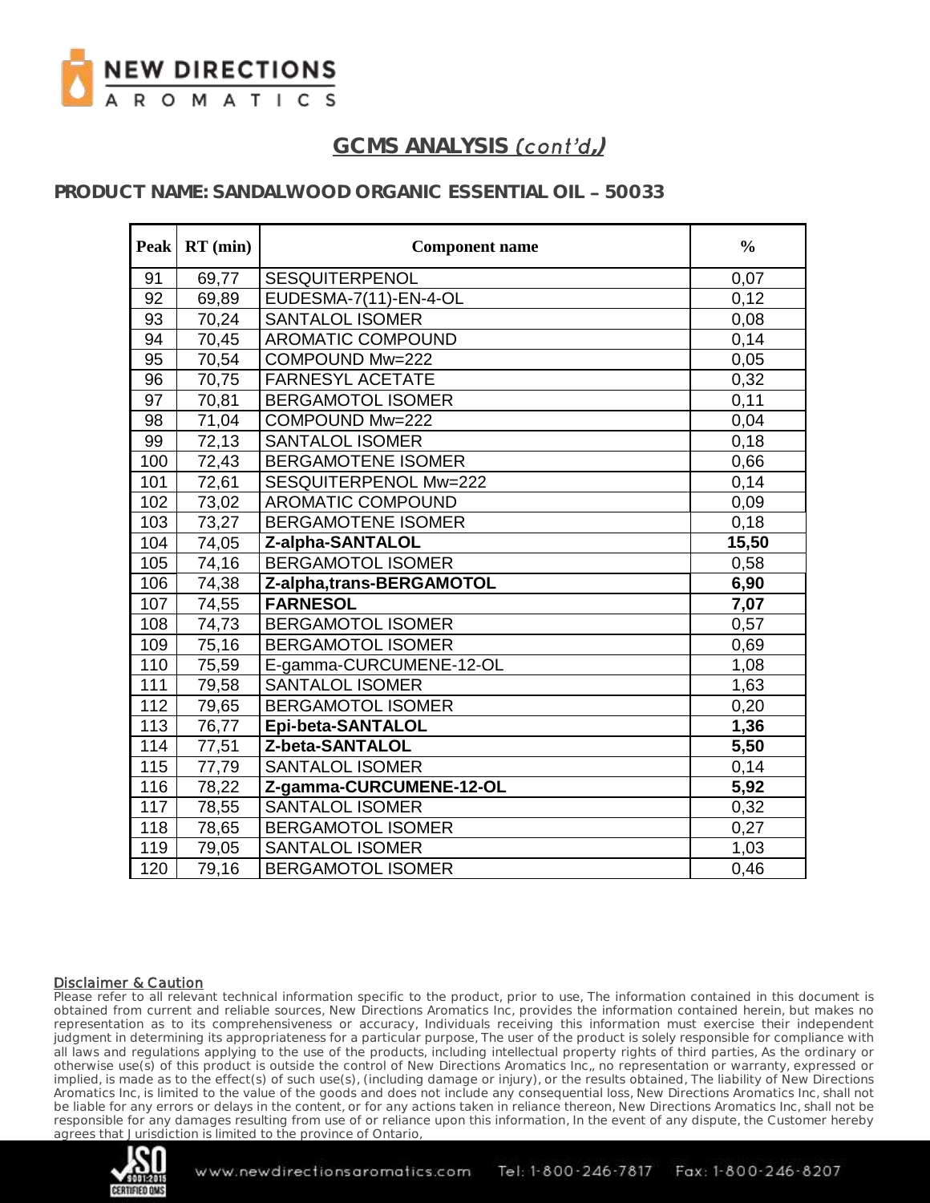## GCMS ANALYSIS *(cont'd,)*

### PRODUCT NAME: SANDALWOOD ORGANIC ESSENTIAL OIL – 50033

| Peak | RT (min) | Component name | % |
|---|---|---|---|
| 91 | 69,77 | SESQUITERPENOL | 0,07 |
| 92 | 69,89 | EUDESMA-7(11)-EN-4-OL | 0,12 |
| 93 | 70,24 | SANTALOL ISOMER | 0,08 |
| 94 | 70,45 | AROMATIC COMPOUND | 0,14 |
| 95 | 70,54 | COMPOUND Mw=222 | 0,05 |
| 96 | 70,75 | FARNESYL ACETATE | 0,32 |
| 97 | 70,81 | BERGAMOTOL ISOMER | 0,11 |
| 98 | 71,04 | COMPOUND Mw=222 | 0,04 |
| 99 | 72,13 | SANTALOL ISOMER | 0,18 |
| 100 | 72,43 | BERGAMOTENE ISOMER | 0,66 |
| 101 | 72,61 | SESQUITERPENOL Mw=222 | 0,14 |
| 102 | 73,02 | AROMATIC COMPOUND | 0,09 |
| 103 | 73,27 | BERGAMOTENE ISOMER | 0,18 |
| 104 | 74,05 | **Z-alpha-SANTALOL** | **15,50** |
| 105 | 74,16 | BERGAMOTOL ISOMER | 0,58 |
| 106 | 74,38 | **Z-alpha,trans-BERGAMOTOL** | **6,90** |
| 107 | 74,55 | **FARNESOL** | **7,07** |
| 108 | 74,73 | BERGAMOTOL ISOMER | 0,57 |
| 109 | 75,16 | BERGAMOTOL ISOMER | 0,69 |
| 110 | 75,59 | E-gamma-CURCUMENE-12-OL | 1,08 |
| 111 | 79,58 | SANTALOL ISOMER | 1,63 |
| 112 | 79,65 | BERGAMOTOL ISOMER | 0,20 |
| 113 | 76,77 | **Epi-beta-SANTALOL** | **1,36** |
| 114 | 77,51 | **Z-beta-SANTALOL** | **5,50** |
| 115 | 77,79 | SANTALOL ISOMER | 0,14 |
| 116 | 78,22 | **Z-gamma-CURCUMENE-12-OL** | **5,92** |
| 117 | 78,55 | SANTALOL ISOMER | 0,32 |
| 118 | 78,65 | BERGAMOTOL ISOMER | 0,27 |
| 119 | 79,05 | SANTALOL ISOMER | 1,03 |
| 120 | 79,16 | BERGAMOTOL ISOMER | 0,46 |

Disclaimer & Caution

Please refer to all relevant technical information specific to the product, prior to use, The information contained in this document is obtained from current and reliable sources, New Directions Aromatics Inc, provides the information contained herein, but makes no representation as to its comprehensiveness or accuracy, Individuals receiving this information must exercise their independent judgment in determining its appropriateness for a particular purpose, The user of the product is solely responsible for compliance with all laws and regulations applying to the use of the products, including intellectual property rights of third parties, As the ordinary or otherwise use(s) of this product is outside the control of New Directions Aromatics Inc,, no representation or warranty, expressed or implied, is made as to the effect(s) of such use(s), (including damage or injury), or the results obtained, The liability of New Directions Aromatics Inc, is limited to the value of the goods and does not include any consequential loss, New Directions Aromatics Inc, shall not be liable for any errors or delays in the content, or for any actions taken in reliance thereon, New Directions Aromatics Inc, shall not be responsible for any damages resulting from use of or reliance upon this information, In the event of any dispute, the Customer hereby agrees that Jurisdiction is limited to the province of Ontario,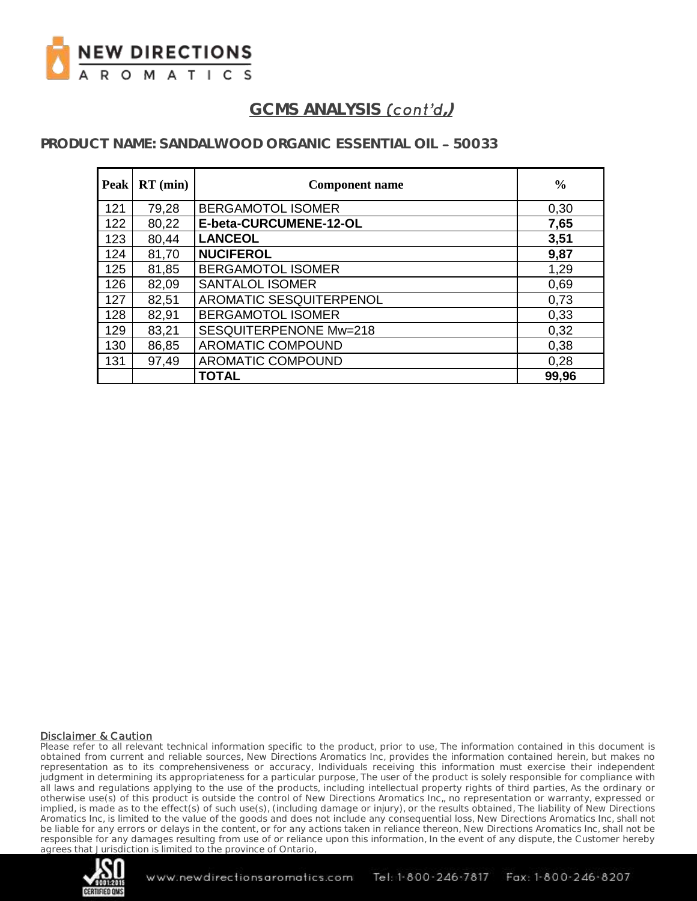## GCMS ANALYSIS *(cont'd,)*

### PRODUCT NAME: SANDALWOOD ORGANIC ESSENTIAL OIL – 50033

| Peak | RT (min) | Component name | % |
|---|---|---|---|
| 121 | 79,28 | BERGAMOTOL ISOMER | 0,30 |
| 122 | 80,22 | **E-beta-CURCUMENE-12-OL** | **7,65** |
| 123 | 80,44 | **LANCEOL** | **3,51** |
| 124 | 81,70 | **NUCIFEROL** | **9,87** |
| 125 | 81,85 | BERGAMOTOL ISOMER | 1,29 |
| 126 | 82,09 | SANTALOL ISOMER | 0,69 |
| 127 | 82,51 | AROMATIC SESQUITERPENOL | 0,73 |
| 128 | 82,91 | BERGAMOTOL ISOMER | 0,33 |
| 129 | 83,21 | SESQUITERPENONE Mw=218 | 0,32 |
| 130 | 86,85 | AROMATIC COMPOUND | 0,38 |
| 131 | 97,49 | AROMATIC COMPOUND | 0,28 |
| | | **TOTAL** | **99,96** |

Disclaimer & Caution

Please refer to all relevant technical information specific to the product, prior to use, The information contained in this document is obtained from current and reliable sources, New Directions Aromatics Inc, provides the information contained herein, but makes no representation as to its comprehensiveness or accuracy, Individuals receiving this information must exercise their independent judgment in determining its appropriateness for a particular purpose, The user of the product is solely responsible for compliance with all laws and regulations applying to the use of the products, including intellectual property rights of third parties, As the ordinary or otherwise use(s) of this product is outside the control of New Directions Aromatics Inc,, no representation or warranty, expressed or implied, is made as to the effect(s) of such use(s), (including damage or injury), or the results obtained, The liability of New Directions Aromatics Inc, is limited to the value of the goods and does not include any consequential loss, New Directions Aromatics Inc, shall not be liable for any errors or delays in the content, or for any actions taken in reliance thereon, New Directions Aromatics Inc, shall not be responsible for any damages resulting from use of or reliance upon this information, In the event of any dispute, the Customer hereby agrees that Jurisdiction is limited to the province of Ontario,